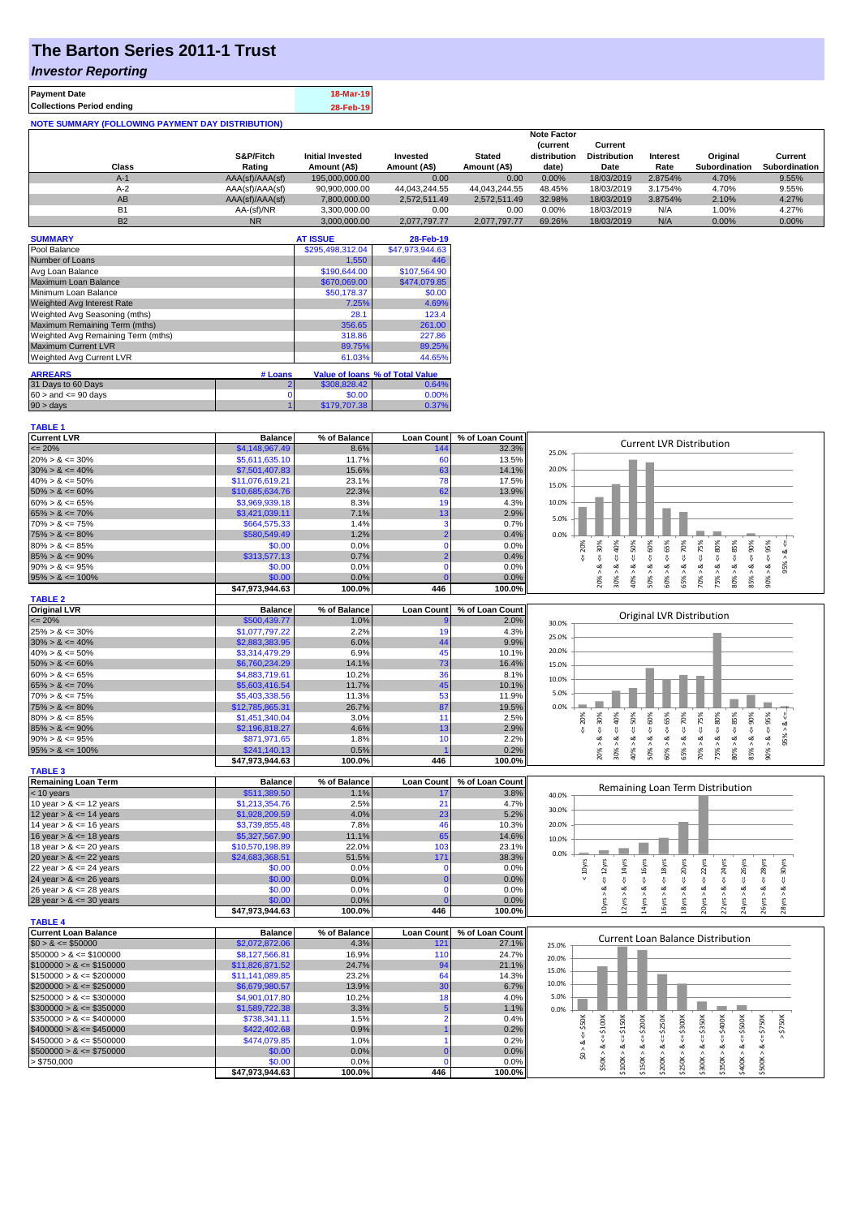# The Barton Series 2011-1 Trust

## *Investor Reporting*

| | |
|---|---|
| **Payment Date** | 18-Mar-19 |
| **Collections Period ending** | 28-Feb-19 |

**NOTE SUMMARY (FOLLOWING PAYMENT DAY DISTRIBUTION)**

| Class | S&P/Fitch Rating | Initial Invested Amount (A$) | Invested Amount (A$) | Stated Amount (A$) | Note Factor (current distribution date) | Current Distribution Date | Interest Rate | Original Subordination | Current Subordination |
|---|---|---|---|---|---|---|---|---|---|
| A-1 | AAA(sf)/AAA(sf) | 195,000,000.00 | 0.00 | 0.00 | 0.00% | 18/03/2019 | 2.8754% | 4.70% | 9.55% |
| A-2 | AAA(sf)/AAA(sf) | 90,900,000.00 | 44,043,244.55 | 44,043,244.55 | 48.45% | 18/03/2019 | 3.1754% | 4.70% | 9.55% |
| AB | AAA(sf)/AAA(sf) | 7,800,000.00 | 2,572,511.49 | 2,572,511.49 | 32.98% | 18/03/2019 | 3.8754% | 2.10% | 4.27% |
| B1 | AA-(sf)/NR | 3,300,000.00 | 0.00 | 0.00 | 0.00% | 18/03/2019 | N/A | 1.00% | 4.27% |
| B2 | NR | 3,000,000.00 | 2,077,797.77 | 2,077,797.77 | 69.26% | 18/03/2019 | N/A | 0.00% | 0.00% |

| SUMMARY | AT ISSUE | 28-Feb-19 |
|---|---|---|
| Pool Balance | $295,498,312.04 | $47,973,944.63 |
| Number of Loans | 1,550 | 446 |
| Avg Loan Balance | $190,644.00 | $107,564.90 |
| Maximum Loan Balance | $670,069.00 | $474,079.85 |
| Minimum Loan Balance | $50,178.37 | $0.00 |
| Weighted Avg Interest Rate | 7.25% | 4.69% |
| Weighted Avg Seasoning (mths) | 28.1 | 123.4 |
| Maximum Remaining Term (mths) | 356.65 | 261.00 |
| Weighted Avg Remaining Term (mths) | 318.86 | 227.86 |
| Maximum Current LVR | 89.75% | 89.25% |
| Weighted Avg Current LVR | 61.03% | 44.65% |

| ARREARS | # Loans | Value of loans | % of Total Value |
|---|---|---|---|
| 31 Days to 60 Days | 2 | $308,828.42 | 0.64% |
| 60 > and <= 90 days | 0 | $0.00 | 0.00% |
| 90 > days | 1 | $179,707.38 | 0.37% |

**TABLE 1**

| Current LVR | Balance | % of Balance | Loan Count | % of Loan Count |
|---|---|---|---|---|
| <= 20% | $4,148,967.49 | 8.6% | 144 | 32.3% |
| 20% > & <= 30% | $5,611,635.10 | 11.7% | 60 | 13.5% |
| 30% > & <= 40% | $7,501,407.83 | 15.6% | 63 | 14.1% |
| 40% > & <= 50% | $11,076,619.21 | 23.1% | 78 | 17.5% |
| 50% > & <= 60% | $10,685,634.76 | 22.3% | 62 | 13.9% |
| 60% > & <= 65% | $3,969,939.18 | 8.3% | 19 | 4.3% |
| 65% > & <= 70% | $3,421,039.11 | 7.1% | 13 | 2.9% |
| 70% > & <= 75% | $664,575.33 | 1.4% | 3 | 0.7% |
| 75% > & <= 80% | $580,549.49 | 1.2% | 2 | 0.4% |
| 80% > & <= 85% | $0.00 | 0.0% | 0 | 0.0% |
| 85% > & <= 90% | $313,577.13 | 0.7% | 2 | 0.4% |
| 90% > & <= 95% | $0.00 | 0.0% | 0 | 0.0% |
| 95% > & <= 100% | $0.00 | 0.0% | 0 | 0.0% |
| | $47,973,944.63 | 100.0% | 446 | 100.0% |

**TABLE 2**

| Original LVR | Balance | % of Balance | Loan Count | % of Loan Count |
|---|---|---|---|---|
| <= 20% | $500,439.77 | 1.0% | 9 | 2.0% |
| 25% > & <= 30% | $1,077,797.22 | 2.2% | 19 | 4.3% |
| 30% > & <= 40% | $2,883,383.95 | 6.0% | 44 | 9.9% |
| 40% > & <= 50% | $3,314,479.29 | 6.9% | 45 | 10.1% |
| 50% > & <= 60% | $6,760,234.29 | 14.1% | 73 | 16.4% |
| 60% > & <= 65% | $4,883,719.61 | 10.2% | 36 | 8.1% |
| 65% > & <= 70% | $5,603,416.54 | 11.7% | 45 | 10.1% |
| 70% > & <= 75% | $5,403,338.56 | 11.3% | 53 | 11.9% |
| 75% > & <= 80% | $12,785,865.31 | 26.7% | 87 | 19.5% |
| 80% > & <= 85% | $1,451,340.04 | 3.0% | 11 | 2.5% |
| 85% > & <= 90% | $2,196,818.27 | 4.6% | 13 | 2.9% |
| 90% > & <= 95% | $871,971.65 | 1.8% | 10 | 2.2% |
| 95% > & <= 100% | $241,140.13 | 0.5% | 1 | 0.2% |
| | $47,973,944.63 | 100.0% | 446 | 100.0% |

**TABLE 3**

| Remaining Loan Term | Balance | % of Balance | Loan Count | % of Loan Count |
|---|---|---|---|---|
| < 10 years | $511,389.50 | 1.1% | 17 | 3.8% |
| 10 year > & <= 12 years | $1,213,354.76 | 2.5% | 21 | 4.7% |
| 12 year > & <= 14 years | $1,928,209.59 | 4.0% | 23 | 5.2% |
| 14 year > & <= 16 years | $3,739,855.48 | 7.8% | 46 | 10.3% |
| 16 year > & <= 18 years | $5,327,567.90 | 11.1% | 65 | 14.6% |
| 18 year > & <= 20 years | $10,570,198.89 | 22.0% | 103 | 23.1% |
| 20 year > & <= 22 years | $24,683,368.51 | 51.5% | 171 | 38.3% |
| 22 year > & <= 24 years | $0.00 | 0.0% | 0 | 0.0% |
| 24 year > & <= 26 years | $0.00 | 0.0% | 0 | 0.0% |
| 26 year > & <= 28 years | $0.00 | 0.0% | 0 | 0.0% |
| 28 year > & <= 30 years | $0.00 | 0.0% | 0 | 0.0% |
| | $47,973,944.63 | 100.0% | 446 | 100.0% |

**TABLE 4**

| Current Loan Balance | Balance | % of Balance | Loan Count | % of Loan Count |
|---|---|---|---|---|
| $0 > & <= $50000 | $2,072,872.06 | 4.3% | 121 | 27.1% |
| $50000 > & <= $100000 | $8,127,566.81 | 16.9% | 110 | 24.7% |
| $100000 > & <= $150000 | $11,826,871.52 | 24.7% | 94 | 21.1% |
| $150000 > & <= $200000 | $11,141,089.85 | 23.2% | 64 | 14.3% |
| $200000 > & <= $250000 | $6,679,980.57 | 13.9% | 30 | 6.7% |
| $250000 > & <= $300000 | $4,901,017.80 | 10.2% | 18 | 4.0% |
| $300000 > & <= $350000 | $1,589,722.38 | 3.3% | 5 | 1.1% |
| $350000 > & <= $400000 | $738,341.11 | 1.5% | 2 | 0.4% |
| $400000 > & <= $450000 | $422,402.68 | 0.9% | 1 | 0.2% |
| $450000 > & <= $500000 | $474,079.85 | 1.0% | 1 | 0.2% |
| $500000 > & <= $750000 | $0.00 | 0.0% | 0 | 0.0% |
| > $750,000 | $0.00 | 0.0% | 0 | 0.0% |
| | $47,973,944.63 | 100.0% | 446 | 100.0% |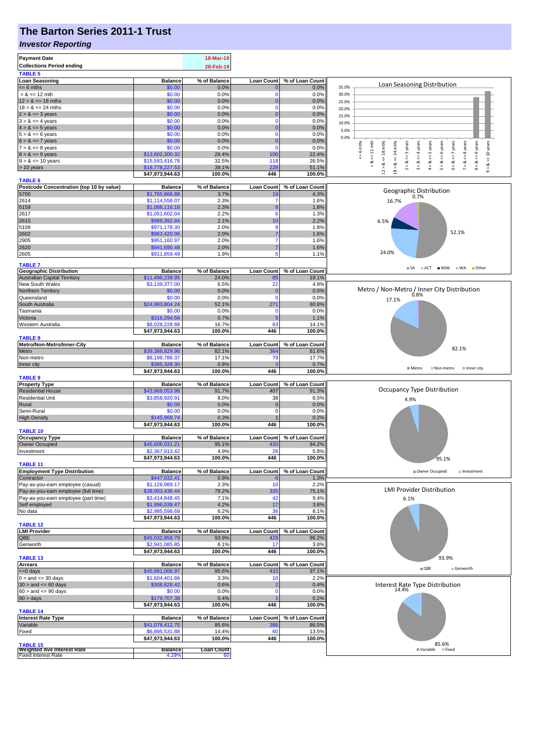# The Barton Series 2011-1 Trust

## *Investor Reporting*

| Payment Date | 18-Mar-19 |
|---|---|
| Collections Period ending | 28-Feb-19 |

**TABLE 5**

| Loan Seasoning | Balance | % of Balance | Loan Count | % of Loan Count |
|---|---|---|---|---|
| <= 6 mths | $0.00 | 0.0% | 0 | 0.0% |
| > & <= 12 mth | $0.00 | 0.0% | 0 | 0.0% |
| 12 > & <= 18 mths | $0.00 | 0.0% | 0 | 0.0% |
| 18 > & <= 24 mths | $0.00 | 0.0% | 0 | 0.0% |
| 2 > & <= 3 years | $0.00 | 0.0% | 0 | 0.0% |
| 3 > & <= 4 years | $0.00 | 0.0% | 0 | 0.0% |
| 4 > & <= 5 years | $0.00 | 0.0% | 0 | 0.0% |
| 5 > & <= 6 years | $0.00 | 0.0% | 0 | 0.0% |
| 6 > & <= 7 years | $0.00 | 0.0% | 0 | 0.0% |
| 7 > & <= 8 years | $0.00 | 0.0% | 0 | 0.0% |
| 8 > & <= 9 years | $13,602,300.32 | 28.4% | 100 | 22.4% |
| 9 > & <= 10 years | $15,593,416.78 | 32.5% | 118 | 26.5% |
| > 10 years | $18,778,227.53 | 39.1% | 228 | 51.1% |
| | $47,973,944.63 | 100.0% | 446 | 100.0% |

**TABLE 6**

| Postcode Concentration (top 10 by value) | Balance | % of Balance | Loan Count | % of Loan Count |
|---|---|---|---|---|
| 5700 | $1,765,866.88 | 3.7% | 19 | 4.3% |
| 2614 | $1,114,558.07 | 2.3% | 7 | 1.6% |
| 5159 | $1,088,116.18 | 2.3% | 8 | 1.8% |
| 2617 | $1,051,602.04 | 2.2% | 6 | 1.3% |
| 2615 | $989,392.84 | 2.1% | 10 | 2.2% |
| 5108 | $971,178.30 | 2.0% | 8 | 1.8% |
| 2602 | $963,420.96 | 2.0% | 7 | 1.6% |
| 2905 | $951,160.97 | 2.0% | 7 | 1.6% |
| 2620 | $941,690.48 | 2.0% | 7 | 1.6% |
| 2605 | $911,859.49 | 1.9% | 5 | 1.1% |

**TABLE 7**

| Geographic Distribution | Balance | % of Balance | Loan Count | % of Loan Count |
|---|---|---|---|---|
| Australian Capital Territory | $11,496,239.95 | 24.0% | 85 | 19.1% |
| New South Wales | $3,139,377.00 | 6.5% | 22 | 4.9% |
| Northern Territory | $0.00 | 0.0% | 0 | 0.0% |
| Queensland | $0.00 | 0.0% | 0 | 0.0% |
| South Australia | $24,993,804.24 | 52.1% | 271 | 60.8% |
| Tasmania | $0.00 | 0.0% | 0 | 0.0% |
| Victoria | $316,294.56 | 0.7% | 5 | 1.1% |
| Western Australia | $8,028,228.88 | 16.7% | 63 | 14.1% |
| | $47,973,944.63 | 100.0% | 446 | 100.0% |

**TABLE 8**

| Metro/Non-Metro/Inner-City | Balance | % of Balance | Loan Count | % of Loan Count |
|---|---|---|---|---|
| Metro | $39,388,829.96 | 82.1% | 364 | 81.6% |
| Non-metro | $8,199,786.37 | 17.1% | 79 | 17.7% |
| Inner city | $385,328.30 | 0.8% | 3 | 0.7% |
| | $47,973,944.63 | 100.0% | 446 | 100.0% |

**TABLE 9**

| Property Type | Balance | % of Balance | Loan Count | % of Loan Count |
|---|---|---|---|---|
| Residential House | $43,969,053.98 | 91.7% | 407 | 91.3% |
| Residential Unit | $3,858,920.91 | 8.0% | 38 | 8.5% |
| Rural | $0.00 | 0.0% | 0 | 0.0% |
| Semi-Rural | $0.00 | 0.0% | 0 | 0.0% |
| High Density | $145,969.74 | 0.3% | 1 | 0.2% |
| | $47,973,944.63 | 100.0% | 446 | 100.0% |

**TABLE 10**

| Occupancy Type | Balance | % of Balance | Loan Count | % of Loan Count |
|---|---|---|---|---|
| Owner Occupied | $45,606,031.21 | 95.1% | 420 | 94.2% |
| Investment | $2,367,913.42 | 4.9% | 26 | 5.8% |
| | $47,973,944.63 | 100.0% | 446 | 100.0% |

**TABLE 11**

| Employment Type Distribution | Balance | % of Balance | Loan Count | % of Loan Count |
|---|---|---|---|---|
| Contractor | $447,032.41 | 0.9% | 6 | 1.3% |
| Pay-as-you-earn employee (casual) | $1,126,989.17 | 2.3% | 10 | 2.2% |
| Pay-as-you-earn employee (full time) | $38,003,436.44 | 79.2% | 335 | 75.1% |
| Pay-as-you-earn employee (part time) | $3,414,848.45 | 7.1% | 42 | 9.4% |
| Self employed | $1,996,039.47 | 4.2% | 17 | 3.8% |
| No data | $2,985,598.69 | 6.2% | 36 | 8.1% |
| | $47,973,944.63 | 100.0% | 446 | 100.0% |

**TABLE 12**

| LMI Provider | Balance | % of Balance | Loan Count | % of Loan Count |
|---|---|---|---|---|
| QBE | $45,032,858.78 | 93.9% | 429 | 96.2% |
| Genworth | $2,941,085.85 | 6.1% | 17 | 3.8% |
| | $47,973,944.63 | 100.0% | 446 | 100.0% |

**TABLE 13**

| Arrears | Balance | % of Balance | Loan Count | % of Loan Count |
|---|---|---|---|---|
| <=0 days | $45,881,006.97 | 95.6% | 433 | 97.1% |
| 0 > and <= 30 days | $1,604,401.86 | 3.3% | 10 | 2.2% |
| 30 > and <= 60 days | $308,828.42 | 0.6% | 2 | 0.4% |
| 60 > and <= 90 days | $0.00 | 0.0% | 0 | 0.0% |
| 90 > days | $179,707.38 | 0.4% | 1 | 0.2% |
| | $47,973,944.63 | 100.0% | 446 | 100.0% |

**TABLE 14**

| Interest Rate Type | Balance | % of Balance | Loan Count | % of Loan Count |
|---|---|---|---|---|
| Variable | $41,078,412.75 | 85.6% | 386 | 86.5% |
| Fixed | $6,895,531.88 | 14.4% | 60 | 13.5% |
| | $47,973,944.63 | 100.0% | 446 | 100.0% |

**TABLE 15**

| Weighted Ave Interest Rate | Balance | Loan Count |
|---|---|---|
| Fixed Interest Rate | 4.29% | 60 |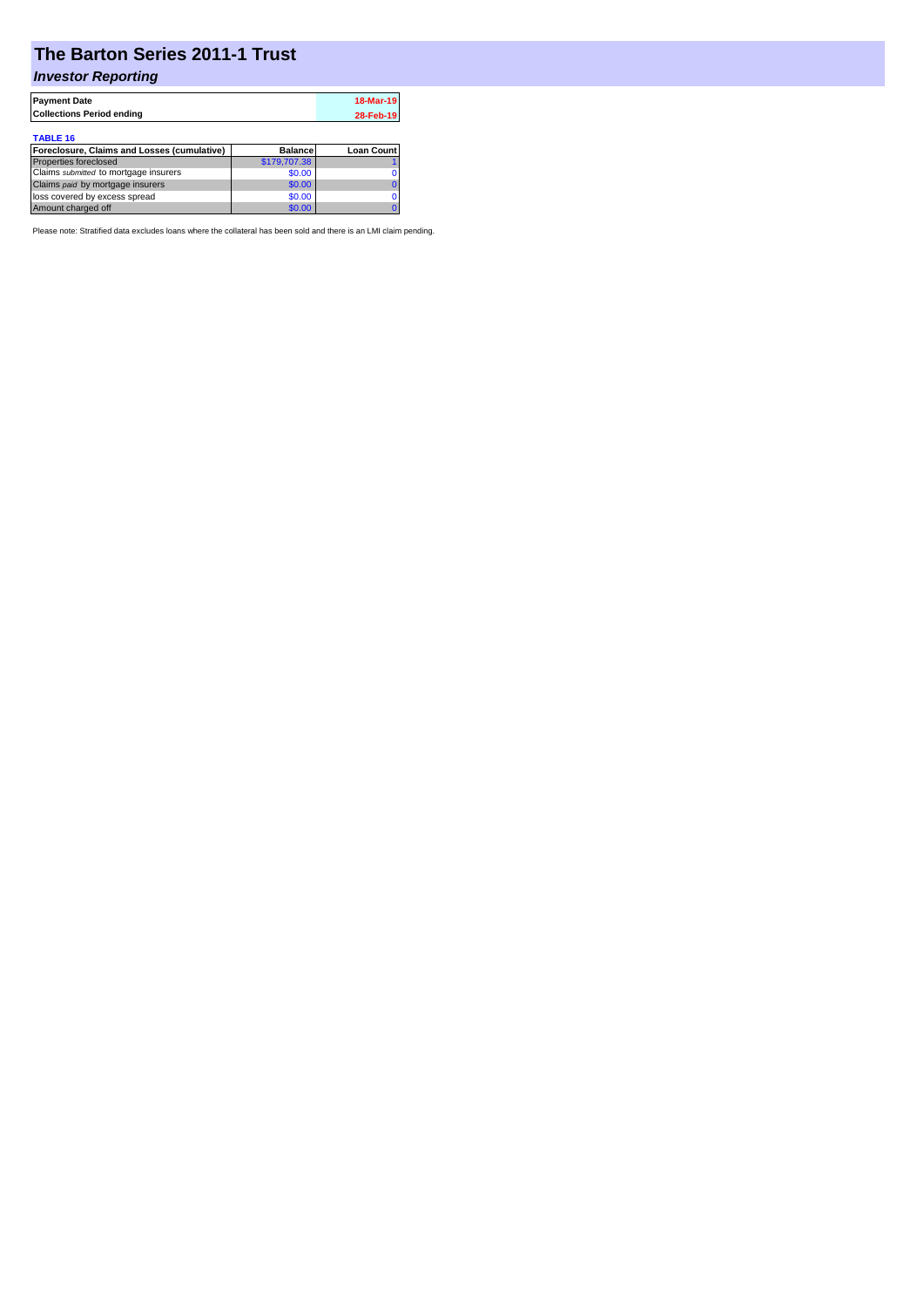# The Barton Series 2011-1 Trust

## *Investor Reporting*

| | |
|---|---|
| **Payment Date** | **18-Mar-19** |
| **Collections Period ending** | **28-Feb-19** |

**TABLE 16**

| Foreclosure, Claims and Losses (cumulative) | Balance | Loan Count |
|---|---|---|
| Properties foreclosed | $179,707.38 | 1 |
| Claims *submitted* to mortgage insurers | $0.00 | 0 |
| Claims *paid* by mortgage insurers | $0.00 | 0 |
| loss covered by excess spread | $0.00 | 0 |
| Amount charged off | $0.00 | 0 |

Please note: Stratified data excludes loans where the collateral has been sold and there is an LMI claim pending.